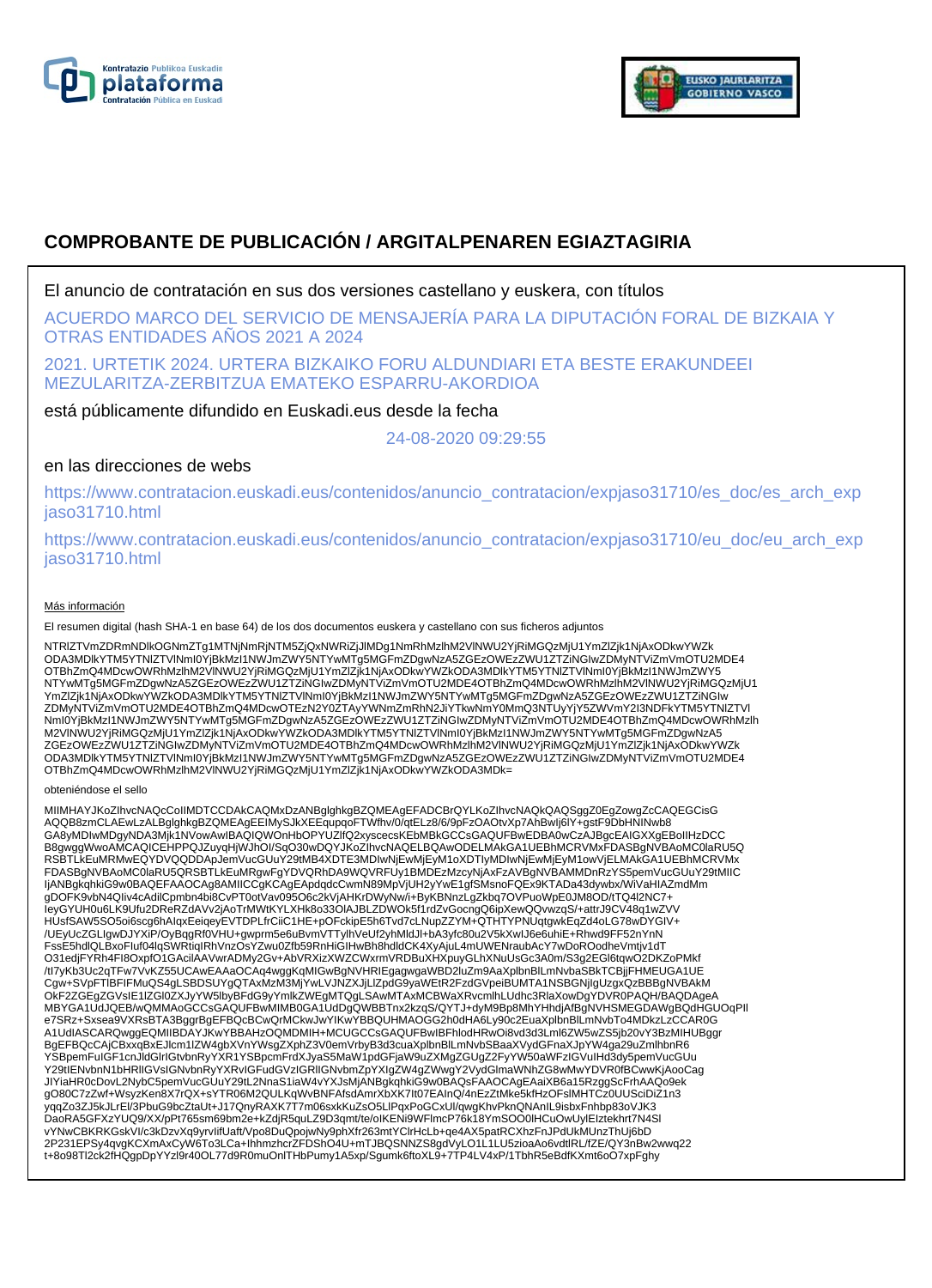# COMPROBANTE DE PUBLICACIÓN / ARGITALPENAREN EGIAZTAGIRIA

El anuncio de contratación en sus dos versiones castellano y euskera, con títulos

ACUERDO MARCO DEL SERVICIO DE MENSAJERÍA PARA LA DIPUTACIÓN FORAL DE BIZKAIA Y OTRAS ENTIDADES AÑOS 2021 A 2024

2021. URTETIK 2024. URTERA BIZKAIKO FORU ALDUNDIARI ETA BESTE ERAKUNDEEI MEZULARITZA-ZERBITZUA EMATEKO ESPARRU-AKORDIOA

está públicamente difundido en Euskadi.eus desde la fecha

24-08-2020 09:29:55

en las direcciones de webs

https://www.contratacion.euskadi.eus/contenidos/anuncio_contratacion/expjaso31710/es_doc/es_arch_expjaso31710.html

https://www.contratacion.euskadi.eus/contenidos/anuncio_contratacion/expjaso31710/eu_doc/eu_arch_expjaso31710.html

Más información

El resumen digital (hash SHA-1 en base 64) de los dos documentos euskera y castellano con sus ficheros adjuntos

NTRlZTVmZDRmNDlkOGNmZTg1MTNjNmRjNTM5ZjQxNWRiZjJlMDg1NmRhMzlhM2VlNWU2YjRiMGQzMjU1YmZlZjk1NjAxODkwYWZkODA3MDlkYTM5YTNlZTVlNmI0YjBkMzI1NWJmZWY5NTYwMTg5MGFmZDgwNzA5ZGEzOWEzZWU1ZTZiNGIwZDMyNTViZmVmOTU2MDE4OTBhZmQ4MDcwOWRhMzlhM2VlNWU2YjRiMGQzMjU1YmZlZjk1NjAxODkwYWZkODA3MDlkYTM5YTNlZTVlNmI0YjBkMzI1NWJmZWY5NTYwMTg5MGFmZDgwNzA5ZGEzOWEzZWU1ZTZiNGIwZDMyNTViZmVmOTU2MDE4OTBhZmQ4MDcwOWRhMzlhM2VlNWU2YjRiMGQzMjU1YmZlZjk1NjAxODkwYWZkODA3MDlkYTM5YTNlZTVlNmI0YjBkMzI1NWJmZWY5NTYwMTg5MGFmZDgwNzA5ZGEzOWEzZWU1ZTZiNGIwZDMyNTViZmVmOTU2MDE4OTBhZmQ4MDcwOTEzN2Y0ZTAyYWNmZmRhN2JiYTkwNmY0MmQ3NTUyYjY5ZWVmY2I3NDFkYTM5YTNlZTVlNmI0YjBkMzI1NWJmZWY5NTYwMTg5MGFmZDgwNzA5ZGEzOWEzZWU1ZTZiNGIwZDMyNTViZmVmOTU2MDE4OTBhZmQ4MDcwOWRhMzlhM2VlNWU2YjRiMGQzMjU1YmZlZjk1NjAxODkwYWZkODA3MDlkYTM5YTNlZTVlNmI0YjBkMzI1NWJmZWY5NTYwMTg5MGFmZDgwNzA5ZGEzOWEzZWU1ZTZiNGIwZDMyNTViZmVmOTU2MDE4OTBhZmQ4MDcwOWRhMzlhM2VlNWU2YjRiMGQzMjU1YmZlZjk1NjAxODkwYWZkODA3MDlkYTM5YTNlZTVlNmI0YjBkMzI1NWJmZWY5NTYwMTg5MGFmZDgwNzA5ZGEzOWEzZWU1ZTZiNGIwZDMyNTViZmVmOTU2MDE4OTBhZmQ4MDcwOWRhMzlhM2VlNWU2YjRiMGQzMjU1YmZlZjk1NjAxODkwYWZkODA3MDk=

obteniéndose el sello

MIIMHAYJKoZIhvcNAQcCoIIMDTCCDAkCAQMxDzANBglghkgBZQMEAgEFADCBrQYLKoZIhvcNAQkQAQSggZ0EgZowgZcCAQEGCisGAQQB8zmCLAEwLzALBglghkgBZQMEAgEEIMySJkXEEqupqoFTWfhv/0/qtELz8/6/9pFzOAOtvXp7AhBwlj6lY+gstF9DbHNINwb8GA8yMDIwMDgyNDA3Mjk1NVowAwIBAQIQWOnHbOPYUZlfQ2xyscecsKEbMBkGCCsGAQUFBwEDBA0wCzAJBgcEAIGXXgEBoIIHzDCCB8gwggWwoAMCAQICEHPPQJZuyqHjWJhOl/SqO30wDQYJKoZIhvcNAQELBQAwODELMAkGA1UEBhMCRVMxFDASBgNVBAoMC0laRU5QRSBTLkEuMRMwEQYDVQQDDApJemVucGUuY29tMB4XDTE3MDIwNjEwMjEyM1oXDTIyMDIwNjEwMjEyM1owVjELMAkGA1UEBhMCRVMxFDASBgNVBAoMC0laRU5QRSBTLkEuMRgwFgYDVQRhDA9WQVRFUy1BMDEzMzcyNjAxFzAVBgNVBAMMDnRzYS5pemVucGUuY29tMIICIjANBgkqhkiG9w0BAQEFAAOCAg8AMIICCgKCAgEApdqdcCwmN89MpVjUH2yYwE1gfSMsnoFQEx9KTADa43dywbx/WiVaHIAZmdMmgDOFK9vbN4Qliv4cAdilCpmbn4bi8CvPT0otVav095O6c2kVjAHKrDWyNw/i+ByKBNnzLgZkbq7OVPuoWpE0JM8OD/tTQ4l2NC7+IeyGYUH0u6LK9Ufu2DReRZdAVv2jAoTrMWtKYLXHk8o33OlAJBLZDWOk5f1rdZvGocngQ6ipXewQQvwzqS/+attrJ9CV48q1wZVVHUsfSAW5SO5oi6scg6hAlqxEeiqeyEVTDPLfrCiiC1HE+pOFckipE5h6Tvd7cLNupZZYM+QTHTYPNUqtgwkEqZd4oLG78wDYGIV+/UEyUcZGLlgwDJYXiP/OyBqgRf0VHU+gwprm5e6uBvmVTTylhVeUf2yhMldJl+bA3yfc80u2V5kXwlJ6e6uhiE+Rhwd9FF52nYnNFssE5hdlQLBxoFluf04lqSWRtiqIRhVnzOsYZwu0Zfb59RnHiGIHwBh8hdldCK4XyAjuL4mUWENraubAcY7wDoROodheVmtjv1dTO31edjFYRh4FI8OxpfO1GAcilAAVwrADMy2Gv+AbVRXizXWZCWxrmVRDBuXHXpuyGLhXNuUsGc3A0m/S3g2EGl6tqwO2DKZoPMkf/tl7yKb3Uc2qTFw7VvKZ55UCAwEAAaOCAq4wggKqMIGwBgNVHRIEgagwgaWBD2luZm9AaXplbnBlLmNvbaSBkTCBjjFHMEUGA1UECgw+SVpFTlBFIFMuQS4gLSBDSUYgQTAxMzM3MjYwLVJNZXJjLlZpdG9yaWEtR2FzdGVpeiBUMTA1NSBGNjIgUzgxQzBBBgNVBAkMOkF2ZGEgZGVsIE1lZGl0ZXJyYW5lbyBFdG9yYmlkZWEgMTQgLSAwMTAxMCBWaXRvcmlhLUdhc3RlaXowDgYDVR0PAQH/BAQDAgeAMBYGA1UdJQEB/wQMMAoGCCsGAQUFBwMIMB0GA1UdDgQWBBTnx2kzqS/QYTJ+dyM9Bp8MhYHhdjAfBgNVHSMEGDAWgBQdHGUOqPlle7SRz+Sxsea9VXRsBTA3BggrBgEFBQcBCwQrMCkwJwYIKwYBBQUHMAOGG2h0dHA6Ly90c2EuaXplbnBlLmNvbTo4MDkzLzCCAR0GA1UdIASCARQwggEQMIIBDAYJKwYBBAHzOQMDMIH+MCUGCCsGAQUFBwIBFhlodHRwOi8vd3d3Lml6ZW5wZS5jb20vY3BzMIHUBggrBgEFBQcCAjCBxxqBxEJlcm1lZW4gbXVnYWsgZXphZ3V0emVrbyB3d3cuaXplbnBlLmNvbSBaaXVydGFnaXJpYW4ga29uZmlhbnR6YSBpemFuIGF1cnJldGlrIGtvbnRyYXR1YSBpcmFrdXJyaS5MaW1pdGFjaW9uZXMgZGUgZ2FyYW50aWFzIGVuIHd3dy5pemVucGUuY29tIENvbnN1bHRlIGVsIGNvbnRyYXRvIGFudGVzIGRlIGNvbmZpYXIgZW4gZWwgY2VydGlmaWNhZG8wMwYDVR0fBCwwKjAooCagJIYiaHR0cDovL2NybC5pemVucGUuY29tL2NnaS1iaW4vYXJsMjANBgkqhkiG9w0BAQsFAAOCAgEAaiXB6a15RzggScFrhAAQo9ekgO80C7zZwf+WsyzKen8X7rQX+sYTR06M2QULKqWvBNFAfsdAmrXbXK7lt07EAlnQ/4nEzZtMke5kfHzOFslMHTCz0UUSciDiZ1n3yqqZo3ZJ5kJLrEl/3PbuG9bcZtaUt+J17QnyRAXK7T7m06sxkKuZsO5LlPqxPoGCxUl/qwgKhvPknQNAnIL9isbxFnhbp83oVJK3DaoRA5GFXzYUQ9/XX/pPt765sm69bm2e+kZdjR5quLZ9D3qmt/te/oIKENi9WFlmcP76k18YmSOO0lHCuOwUylElztekhrt7N4SlvYNwCBKRKGskVl/c3kDzvXq9yrvlifUaft/Vpo8DuQpojwNy9phXfr263mtYClrHcLb+qe4AX5patRCXhzFnJPdUkMUnzThUj6bD2P231EPSy4qvgKCXmAxCyW6To3LCa+lhhmzhcrZFDShO4U+mTJBQSNNZS8gdVyLO1L1LU5zioaAo6vdtlRL/fZE/QY3nBw2wwq22t+8o98Tl2ck2fHQgpDpYYzl9r40OL77d9R0muOnlTHbPumy1A5xp/Sgumk6ftoXL9+7TP4LV4xP/1TbhR5eBdfKXmt6oO7xpFghy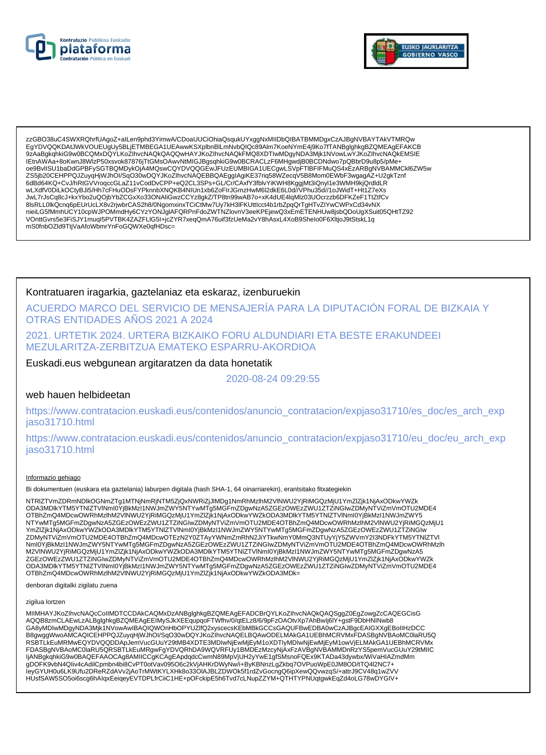zzGBO38uC4SWXRQhrfUAgoZ+aILen9phd3YimwA/CDoaUUCiOhiaQsqukUYxggNxMIIDbQIBATBMMDgxCzAJBgNVBAYTAkVTMRQw
EgYDVQQKDAtJWkVOUEUgUy5BLjETMBEGA1UEAwwKSXplbnBlLmNvbQIQc89Alm7KoeNYmE4j9Ko7fTANBglghkgBZQMEAgEFAKCB
9zAaBgkqhkiG9w0BCQMxDQYLKoZIhvcNAQkQAQQwHAYJKoZIhvcNAQkFMQ8XDTIwMDgyNDA3Mjk1NVowLwYJKoZIhvcNAQkEMSIE
IEtnAWAa+8oKwnJ8WlzP50xsvok87876jTtGMsOAwvNtMIGJBgsqhkiG9w0BCRACLzF6MHgwdjB0BCDNdwo7pQBbrD9u8p5/pMe+
oe9BvlISU1baDdGPBFySGTBQMDykOjA4MQswCQYDVQQGEwJFUzEUMBIGA1UECgwLSVpFTlBFIFMuQS4xEzARBgNVBAMMCkl6ZW5w
ZS5jb20CEHPPQJZuyqHjWJhOI/SqO30wDQYJKoZIhvcNAQEBBQAEggIAgiKE37riq58WZecqV5B8Mom0EWbF3wgagAZ+U2gkTznf
6dBd64KQ+CvJ/hRtGVVroqccGLaZ11vCodDvCPP+eQ2CL3SPs+GL/Cr/CAxfY3fblvYiKWH8KggjMt3iQnyl1e3WMH9kjQrdldLR
wLXdfV0DiLkOCtyBJi5/Hh7cFHuODsFYPknnbXNQKB4NIUn1xb6ZoFIrJGmzHwM6l2dkE6L0d//VPhu35d//1oJWidT+Ht1Z7eXs
JwL7rJsCq8cJ+kxYbo2uQOjbYbZCGxXo33ONAliGwzCCYz8gkZ/TP8tn99wAB7o+xK4dUE4lqMlz03UOczzb6DFKZeF1TtZtfCv
8lsRLL0lkQcnq6pEUrUcLX8v2rjwbrCAS2h8/0NgomxinxTCiCtMw7Uy7kH3lFKUttIcct4b1rbZpqQrTgHTvZIYwCWPxCd34vNX
nieiLG5fMmhUCY10cpWJPOMmdHy6CYzYONJglAFQRPnFdoZWTNZlovnV3eeKPEjewQ3xEmETENHUw8jsbQDoUgXSuit05QHtTZ92
VOnttGvrs5e3FiSJY1muqI5PVTBK4ZAZFLlG5I+jcZYR7xeqQmA76uif3fzUeMa2vY8hAsxL4XoB9SheIo0F6XltjoJ9tStskL1q
mS0fnbOZld9TtjVaAfoWbmrYnFoGQWXe0qfHDsc=

Kontratuaren iragarkia, gaztelaniaz eta eskaraz, izenburuekin

ACUERDO MARCO DEL SERVICIO DE MENSAJERÍA PARA LA DIPUTACIÓN FORAL DE BIZKAIA Y OTRAS ENTIDADES AÑOS 2021 A 2024

2021. URTETIK 2024. URTERA BIZKAIKO FORU ALDUNDIARI ETA BESTE ERAKUNDEEI MEZULARITZA-ZERBITZUA EMATEKO ESPARRU-AKORDIOA

Euskadi.eus webgunean argitaratzen da data honetatik

2020-08-24 09:29:55

web hauen helbideetan

https://www.contratacion.euskadi.eus/contenidos/anuncio_contratacion/expjaso31710/es_doc/es_arch_expjaso31710.html

https://www.contratacion.euskadi.eus/contenidos/anuncio_contratacion/expjaso31710/eu_doc/eu_arch_expjaso31710.html

Informazio gehiago

Bi dokumentuen (euskara eta gaztelania) laburpen digitala (hash SHA-1, 64 oinarriarekin), erantsitako fitxategiekin

NTRlZTVmZDRmNDlkOGNmZTg1MTNjNmRjNTM5ZjQxNWRiZjJlMDg1NmRhMzlhM2VlNWU2YjRiMGQzMjU1YmZlZjk1NjAxODkwYWZk
ODA3MDlkYTM5YTNlZTVlNmI0YjBkMzI1NWJmZWY5NTYwMTg5MGFmZDgwNzA5ZGEzOWEzZWU1ZTZiNGIwZDMyNTViZmVmOTU2MDE4
OTBhZmQ4MDcwOWRhMzlhM2VlNWU2YjRiMGQzMjU1YmZlZjk1NjAxODkwYWZkODA3MDlkYTM5YTNlZTVlNmI0YjBkMzI1NWJmZWY5
NTYwMTg5MGFmZDgwNzA5ZGEzOWEzZWU1ZTZiNGIwZDMyNTViZmVmOTU2MDE4OTBhZmQ4MDcwOWRhMzlhM2VlNWU2YjRiMGQzMjU1
YmZlZjk1NjAxODkwYWZkODA3MDlkYTM5YTNlZTVlNmI0YjBkMzI1NWJmZWY5NTYwMTg5MGFmZDgwNzA5ZGEzOWEzZWU1ZTZiNGIw
ZDMyNTViZmVmOTU2MDE4OTBhZmQ4MDcwOTEzN2Y0ZTAyYWNmZmRhN2JiYTkwNmY0MmQ3NTUyYjY5ZWVmY2I3NDFkYTM5YTNlZTVl
NmI0YjBkMzI1NWJmZWY5NTYwMTg5MGFmZDgwNzA5ZGEzOWEzZWU1ZTZiNGIwZDMyNTViZmVmOTU2MDE4OTBhZmQ4MDcwOWRhMzlh
M2VlNWU2YjRiMGQzMjU1YmZlZjk1NjAxODkwYWZkODA3MDlkYTM5YTNlZTVlNmI0YjBkMzI1NWJmZWY5NTYwMTg5MGFmZDgwNzA5
ZGEzOWEzZWU1ZTZiNGIwZDMyNTViZmVmOTU2MDE4OTBhZmQ4MDcwOWRhMzlhM2VlNWU2YjRiMGQzMjU1YmZlZjk1NjAxODkwYWZk
ODA3MDlkYTM5YTNlZTVlNmI0YjBkMzI1NWJmZWY5NTYwMTg5MGFmZDgwNzA5ZGEzOWEzZWU1ZTZiNGIwZDMyNTViZmVmOTU2MDE4
OTBhZmQ4MDcwOWRhMzlhM2VlNWU2YjRiMGQzMjU1YmZlZjk1NjAxODkwYWZkODA3MDk=

denboran digitalki zigilatu zuena

zigilua lortzen

MIIMHAYJKoZIhvcNAQcCoIIMDTCCDAkCAQMxDzANBglghkgBZQMEAgEFADCBrQYLKoZIhvcNAQkQAQSggZ0EgZowgZcCAQEGCisG
AQQB8zmCLAEwLzALBglghkgBZQMEAgEEIMySJkXEEqupqoFTWfhv/0/qtELz8/6/9pFzOAOtvXp7AhBwlj6lY+gstF9DbHNINwb8
GA8yMDIwMDgyNDA3Mjk1NVowAwIBAQIQWOnHbOPYUZlfQ2xyscecsKEbMBkGCCsGAQUFBwEDBA0wCzAJBgcEAIGXXgEBoIIHzDCC
B8gwggWwoAMCAQICEHPPQJZuyqHjWJhOI/SqO30wDQYJKoZIhvcNAQELBQAwODELMAkGA1UEBhMCRVMxFDASBgNVBAoMC0laRU5Q
RSBTLkEuMRMwEQYDVQQDDApJemVucGUuY29tMB4XDTE3MDIwNjEwMjEyM1oXDTIyMDIwNjEwMjEyM1owVjELMAkGA1UEBhMCRVMx
FDASBgNVBAoMC0laRU5QRSBTLkEuMRgwFgYDVQRhDA9WQVRFUy1BMDEzMzcyNjAxFzAVBgNVBAMMDnRzYS5pemVucGUuY29tMIIC
IjANBgkqhkiG9w0BAQEFAAOCAg8AMIICCgKCAgEApdqdcCwmN89MpVjUH2yYwE1gfSMsnoFQEx9KTADa43dywbx/WiVaHIAZmdMm
gDOFK9vbN4QIiv4cAdilCpmbn4bi8CvPT0otVav095O6c2kVjAHKrDWyNw/i+ByKBNnzLgZkbq7OVPuoWpE0JM8OD/tTQ4l2NC7+
IeyGYUH0u6LK9Ufu2DReRZdAVv2jAoTrMWtKYLXHk8o33OIAJBLZDWOk5f1rdZvGocngQ6ipXewQQvwzqS/+attrJ9CV48q1wZVV
HUsfSAW5SO5oi6scg6hAlqxEeiqeyEVTDPLfrCiiC1HE+pOFckipE5h6Tvd7cLNupZZYM+QTHTYPNUqtgwkEqZd4oLG78wDYGIV+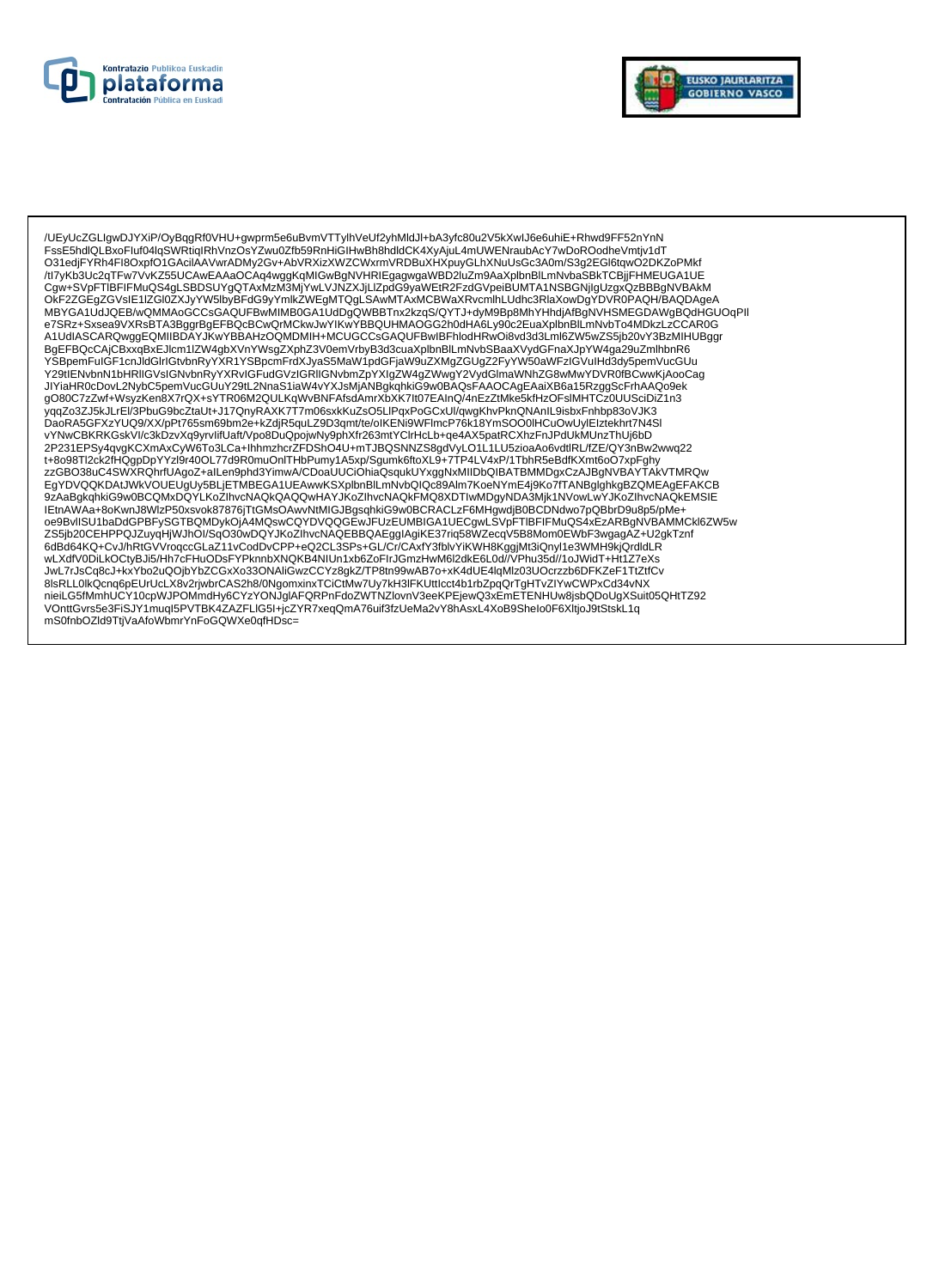/UEyUcZGLIgwDJYXiP/OyBqgRf0VHU+gwprm5e6uBvmVTTylhVeUf2yhMldJl+bA3yfc80u2V5kXwIJ6e6uhiE+Rhwd9FF52nYnN
FssE5hdlQLBxoFluf04lqSWRtiqIRhVnzOsYZwu0Zfb59RnHiGIHwBh8hdldCK4XyAjuL4mUWENraubAcY7wDoROodheVmtjv1dT
O31edjFYRh4FI8OxpfO1GAcilAAVwrADMy2Gv+AbVRXizXWZCWxrmVRDBuXHXpuyGLhXNuUsGc3A0m/S3g2EGl6tqwO2DKZoPMkf
/tI7yKb3Uc2qTFw7VvKZ55UCAwEAAaOCAq4wggKqMIGwBgNVHRIEgagwgaWBD2luZm9AaXplbnBlLmNvbaSBkTCBjjFHMEUGA1UE
Cgw+SVpFTlBFIFMuQS4gLSBDSUYgQTAxMzM3MjYwLVJNZXJjLlZpdG9yaWEtR2FzdGVpeiBUMTA1NSBGNjlgUzgxQzBBBgNVBAkM
OkF2ZGEgZGVsIE1lZGl0ZXJyYW5lbyBFdG9yYmlkZWEgMTQgLSAwMTAxMCBWaXRvcmlhLUdhc3RlaXowDgYDVR0PAQH/BAQDAgeA
MBYGA1UdJQEB/wQMMAoGCCsGAQUFBwMIMB0GA1UdDgQWBBTnx2kzqS/QYTJ+dyM9Bp8MhYHhdjAfBgNVHSMEGDAWgBQdHGUOqPlI
e7SRz+Sxsea9VXRsBTA3BggrBgEFBQcBCwQrMCkwJwYIKwYBBQUHMAOGG2h0dHA6Ly90c2EuaXplbnBlLmNvbTo4MDkzLzCCAR0G
A1UdIASCARQwggEQMIIBDAYJKwYBBAHzOQMDMIH+MCUGCCsGAQUFBwIBFhlodHRwOi8vd3d3Lml6ZW5wZS5jb20vY3BzMIHUBggr
BgEFBQcCAjCBxxqBxEJlcm1lZW4gbXVnYWsgZXphZ3V0emVrbyB3d3cuaXplbnBlLmNvbSBaaXVydGFnaXJpYW4ga29uZmlhbnR6
YSBpemFuIGF1cnJldGlrIGtvbnRyYXR1YSBpcmFrdXJyaS5MaW1pdGFjaW9uZXMgZGUgZ2FyYW50aWFzIGVuIHd3dy5pemVucGUu
Y29tIENvbnN1bHRlIGVsIGNvbnRyYXRvIGFudGVzIGRlIGNvbmZpYXIgZW4gZWwgY2VydGlmaWNhZG8wMwYDVR0fBCwwKjAooCag
JIYiaHR0cDovL2NybC5pemVucGUuY29tL2NnaS1iaW4vYXJsMjANBgkqhkiG9w0BAQsFAAOCAgEAaiXB6a15RzggScFrhAAQo9ek
gO80C7zZwf+WsyzKen8X7rQX+sYTR06M2QULKqWvBNFAfsdAmrXbXK7It07EAInQ/4nEzZtMke5kfHzOFslMHTCz0UUSciDiZ1n3
yqqZo3ZJ5kJLrEl/3PbuG9bcZtaUt+J17QnyRAXK7T7m06sxkKuZsO5LlPqxPoGCxUl/qwgKhvPknQNAnIL9isbxFnhbp83oVJK3
DaoRA5GFXzYUQ9/XX/pPt765sm69bm2e+kZdjR5quLZ9D3qmt/te/oIKENi9WFlmcP76k18YmSOO0lHCuOwUylEIztekhrt7N4Sl
vYNwCBKRKGskVl/c3kDzvXq9yrvIifUaft/Vpo8DuQpojwNy9phXfr263mtYClrHcLb+qe4AX5patRCXhzFnJPdUkMUnzThUj6bD
2P231EPSy4qvgKCXmAxCyW6To3LCa+IhhmzhcrZFDShO4U+mTJBQSNNZS8gdVyLO1L1LU5zioaAo6vdtlRL/fZE/QY3nBw2wwq22
t+8o98Tl2ck2fHQgpDpYYzl9r40OL77d9R0muOnlTHbPumy1A5xp/Sgumk6ftoXL9+7TP4LV4xP/1TbhR5eBdfKXmt6oO7xpFghy
zzGBO38uC4SWXRQhrfUAgoZ+aILen9phd3YimwA/CDoaUUCiOhiaQsqukUYxggNxMIIDbQIBATBMMDgxCzAJBgNVBAYTAkVTMRQw
EgYDVQQKDAtJWkVOUEUgUy5BLjETMBEGA1UEAwwKSXplbnBlLmNvbQIQc89Alm7KoeNYmE4j9Ko7fTANBglghkgBZQMEAgEFAKCB
9zAaBgkqhkiG9w0BCQMxDQYLKoZIhvcNAQkQAQQwHAYJKoZIhvcNAQkFMQ8XDTIwMDgyNDA3Mjk1NVowLwYJKoZIhvcNAQkEMSIE
IEtnAWAa+8oKwnJ8WlzP50xsvok87876jTtGMsOAwvNtMIGJBgsqhkiG9w0BCRACLzF6MHgwdjB0BCDNdwo7pQBbrD9u8p5/pMe+
oe9BvlISU1baDdGPBFySGTBQMDykOjA4MQswCQYDVQQGEwJFUzEUMBIGA1UECgwLSVpFTlBFIFMuQS4xEzARBgNVBAMMCkl6ZW5w
ZS5jb20CEHPPQJZuyqHjWJhOI/SqO30wDQYJKoZIhvcNAQEBBQAEggIAgiKE37riq58WZecqV5B8Mom0EWbF3wgagAZ+U2gkTznf
6dBd64KQ+CvJ/hRtGVVroqccGLaZ11vCodDvCPP+eQ2CL3SPs+GL/Cr/CAxfY3fblvYiKWH8KggjMt3iQnyl1e3WMH9kjQrdldLR
wLXdfV0DiLkOCtyBJi5/Hh7cFHuODsFYPknnbXNQKB4NIUn1xb6ZoFIrJGmzHwM6l2dkE6L0d//VPhu35d//1oJWidT+Ht1Z7eXs
JwL7rJsCq8cJ+kxYbo2uQOjbYbZCGxXo33ONAliGwzCCYz8gkZ/TP8tn99wAB7o+xK4dUE4lqMlz03UOcrzzb6DFKZeF1TtZtfCv
8lsRLL0lkQcnq6pEUrUcLX8v2rjwbrCAS2h8/0NgomxinxTCiCtMw7Uy7kH3lFKUttIcct4b1rbZpqQrTgHTvZlYwCWPxCd34vNX
nieiLG5fMmhUCY10cpWJPOMmdHy6CYzYONJglAFQRPnFdoZWTNZlovnV3eeKPEjewQ3xEmETENHUw8jsbQDoUgXSuit05QHtTZ92
VOnttGvrs5e3FiSJY1muqI5PVTBK4ZAZFLIG5I+jcZYR7xeqQmA76uif3fzUeMa2vY8hAsxL4XoB9SheIo0F6XltjoJ9tStskL1q
mS0fnbOZld9TtjVaAfoWbmrYnFoGQWXe0qfHDsc=